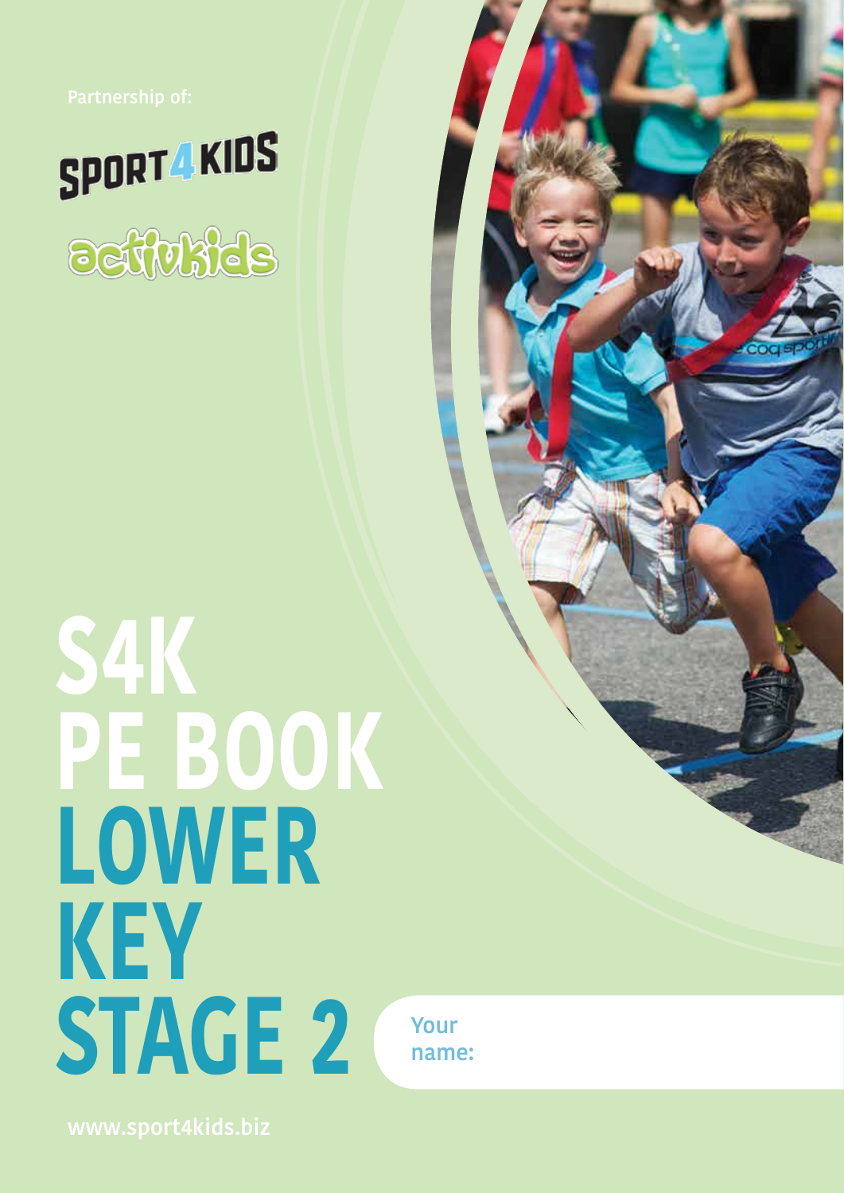Partnership of:

SPORT4KIDS

activkids

# S4K PE BOOK LOWER KEY STAGE 2

Your name:

www.sport4kids.biz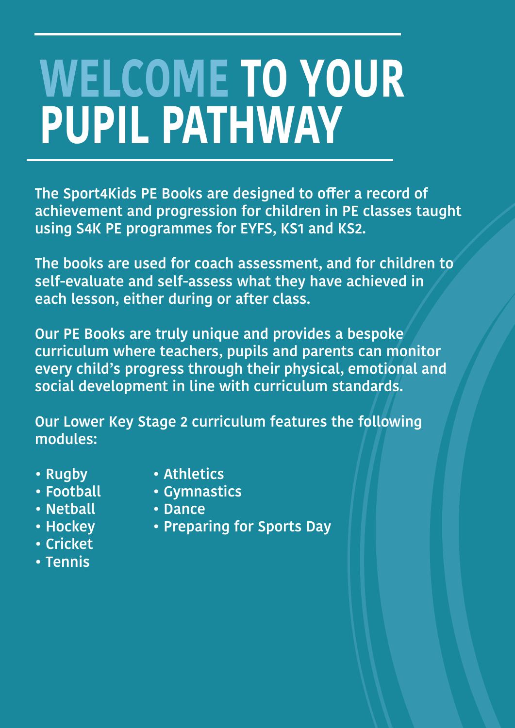# WELCOME TO YOUR PUPIL PATHWAY

The Sport4Kids PE Books are designed to offer a record of achievement and progression for children in PE classes taught using S4K PE programmes for EYFS, KS1 and KS2.

The books are used for coach assessment, and for children to self-evaluate and self-assess what they have achieved in each lesson, either during or after class.

Our PE Books are truly unique and provides a bespoke curriculum where teachers, pupils and parents can monitor every child's progress through their physical, emotional and social development in line with curriculum standards.

Our Lower Key Stage 2 curriculum features the following modules:

- Rugby
- Football
- Netball
- Hockey
- Cricket
- Tennis
- Athletics
- Gymnastics
- Dance
- Preparing for Sports Day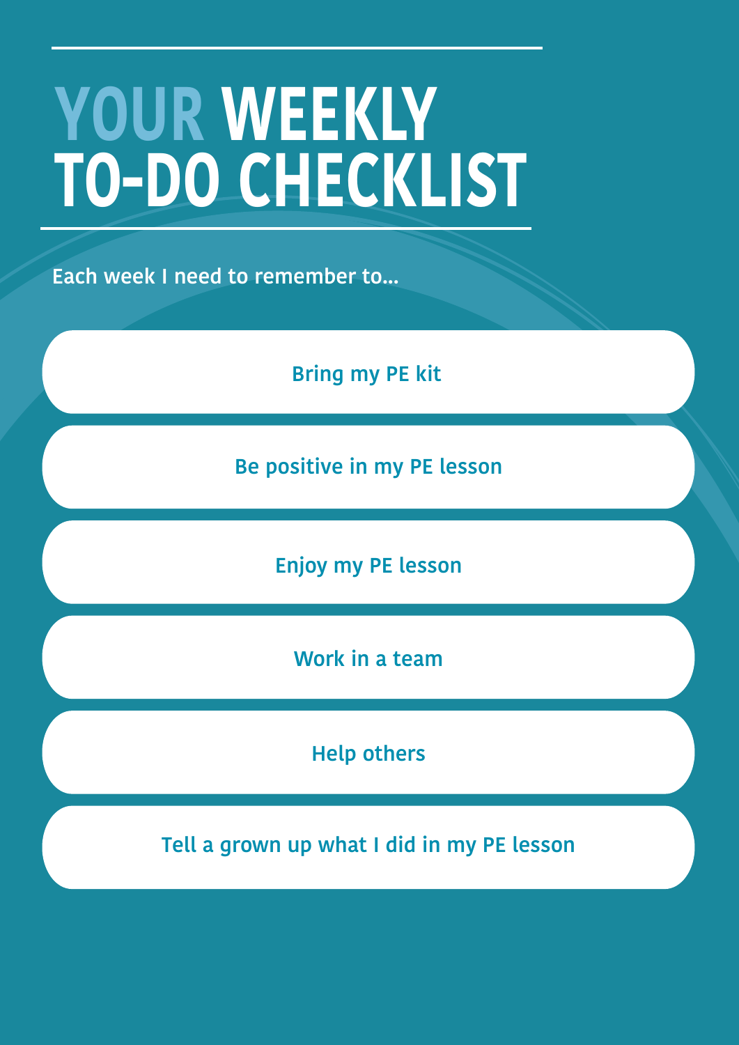# YOUR WEEKLY TO-DO CHECKLIST

Each week I need to remember to...

- Bring my PE kit
- Be positive in my PE lesson
- Enjoy my PE lesson
- Work in a team
- Help others
- Tell a grown up what I did in my PE lesson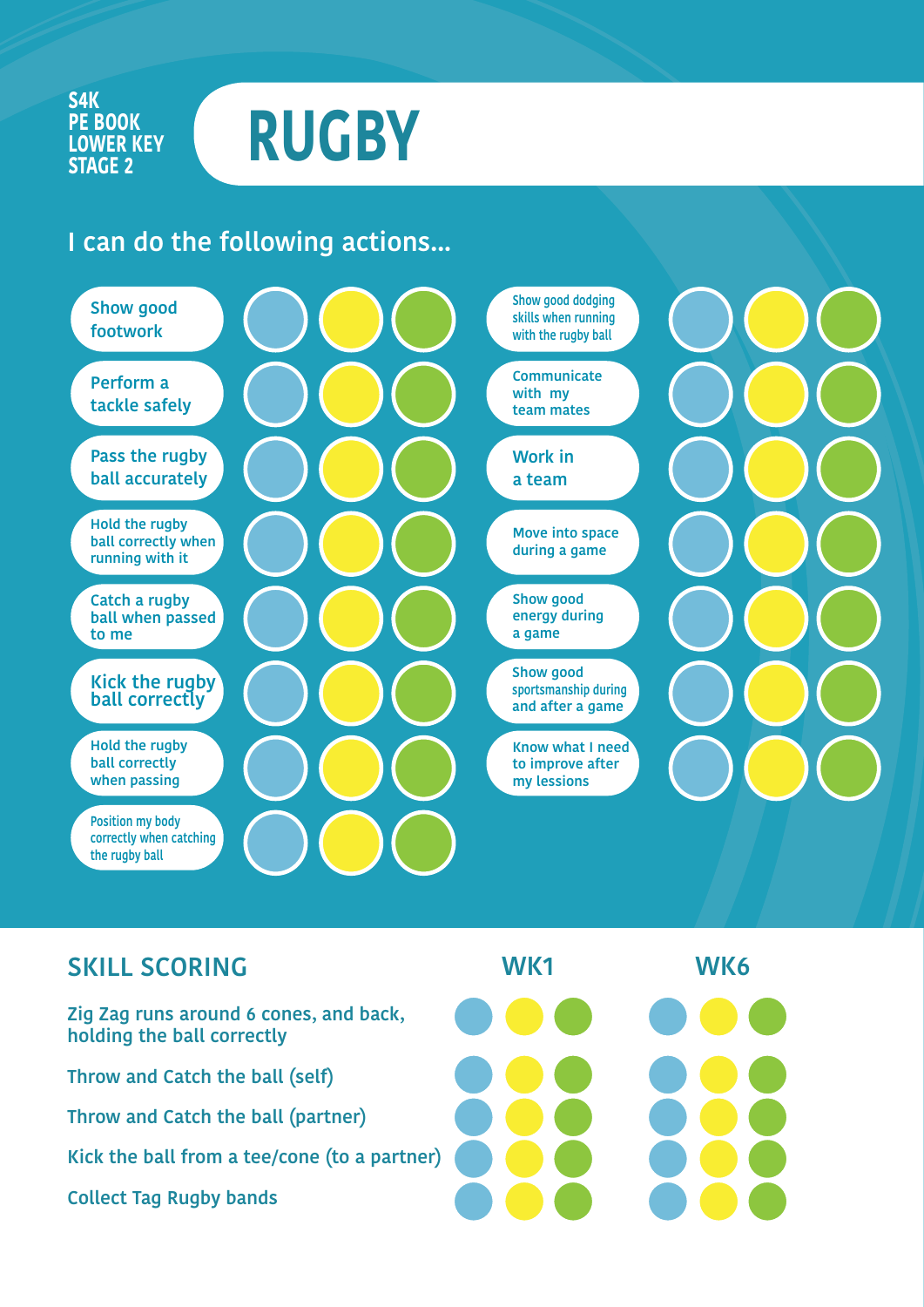S4K
PE BOOK
LOWER KEY
STAGE 2

# RUGBY

## I can do the following actions...

- Show good footwork
- Perform a tackle safely
- Pass the rugby ball accurately
- Hold the rugby ball correctly when running with it
- Catch a rugby ball when passed to me
- Kick the rugby ball correctly
- Hold the rugby ball correctly when passing
- Position my body correctly when catching the rugby ball
- Show good dodging skills when running with the rugby ball
- Communicate with my team mates
- Work in a team
- Move into space during a game
- Show good energy during a game
- Show good sportsmanship during and after a game
- Know what I need to improve after my lessions

## SKILL SCORING

| | WK1 | WK6 |
|---|---|---|
| Zig Zag runs around 6 cones, and back, holding the ball correctly | | |
| Throw and Catch the ball (self) | | |
| Throw and Catch the ball (partner) | | |
| Kick the ball from a tee/cone (to a partner) | | |
| Collect Tag Rugby bands | | |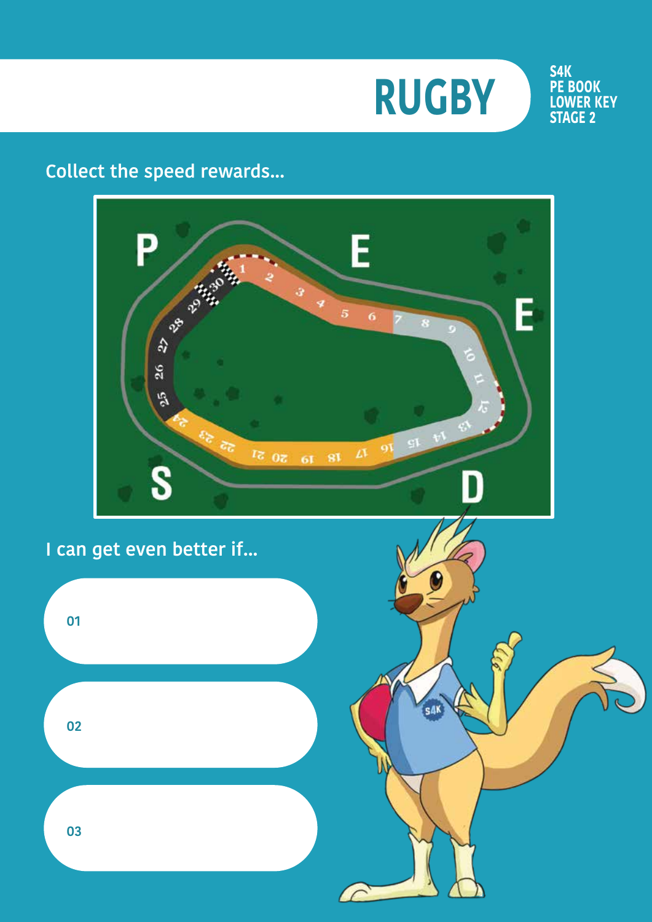# RUGBY

S4K PE BOOK LOWER KEY STAGE 2

Collect the speed rewards...

I can get even better if...

01

02

03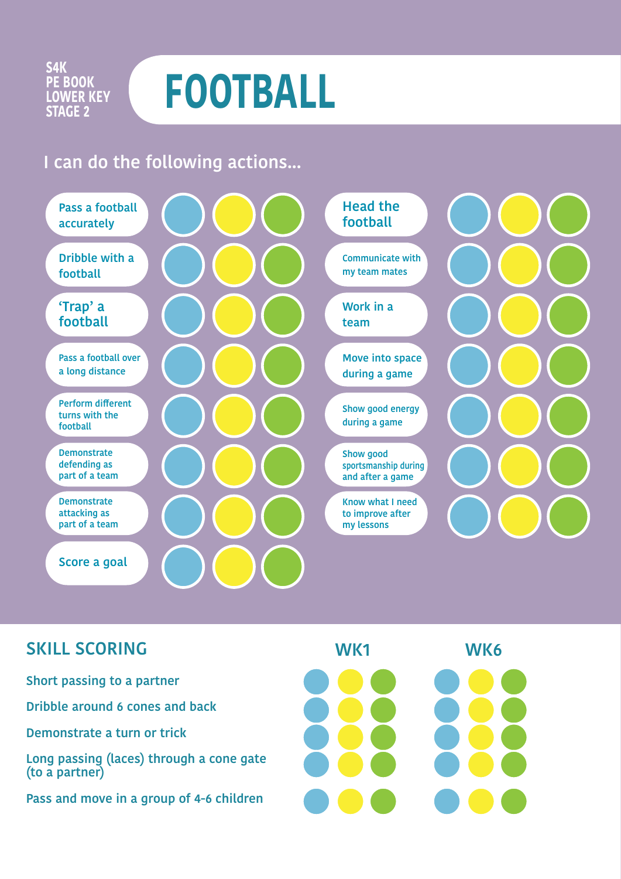S4K
PE BOOK
LOWER KEY
STAGE 2

# FOOTBALL

## I can do the following actions...

- Pass a football accurately
- Dribble with a football
- 'Trap' a football
- Pass a football over a long distance
- Perform different turns with the football
- Demonstrate defending as part of a team
- Demonstrate attacking as part of a team
- Score a goal
- Head the football
- Communicate with my team mates
- Work in a team
- Move into space during a game
- Show good energy during a game
- Show good sportsmanship during and after a game
- Know what I need to improve after my lessons

## SKILL SCORING

| | WK1 | WK6 |
|---|---|---|
| Short passing to a partner | | |
| Dribble around 6 cones and back | | |
| Demonstrate a turn or trick | | |
| Long passing (laces) through a cone gate (to a partner) | | |
| Pass and move in a group of 4-6 children | | |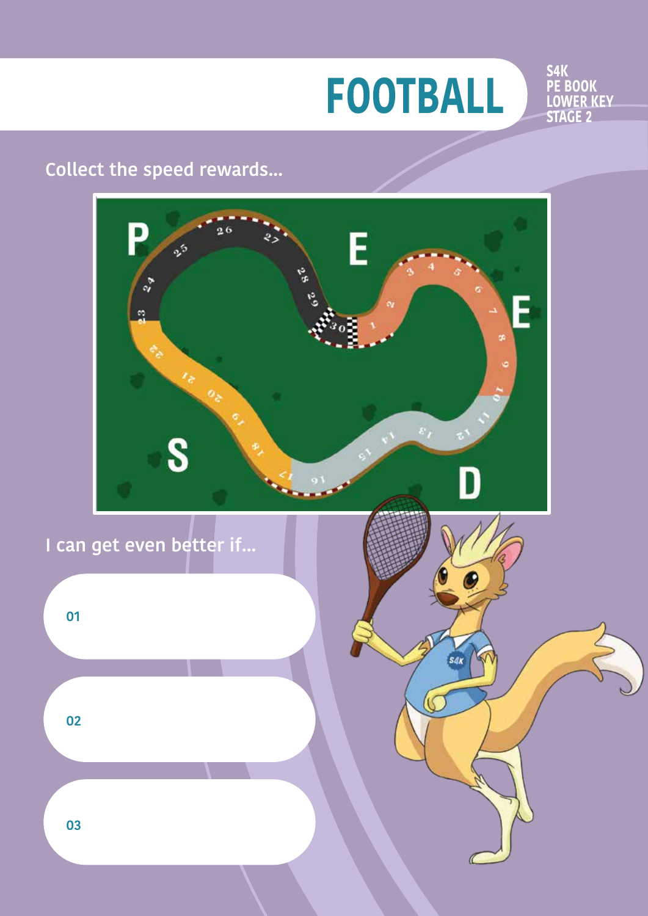# FOOTBALL

S4K PE BOOK LOWER KEY STAGE 2

Collect the speed rewards...

I can get even better if...

01

02

03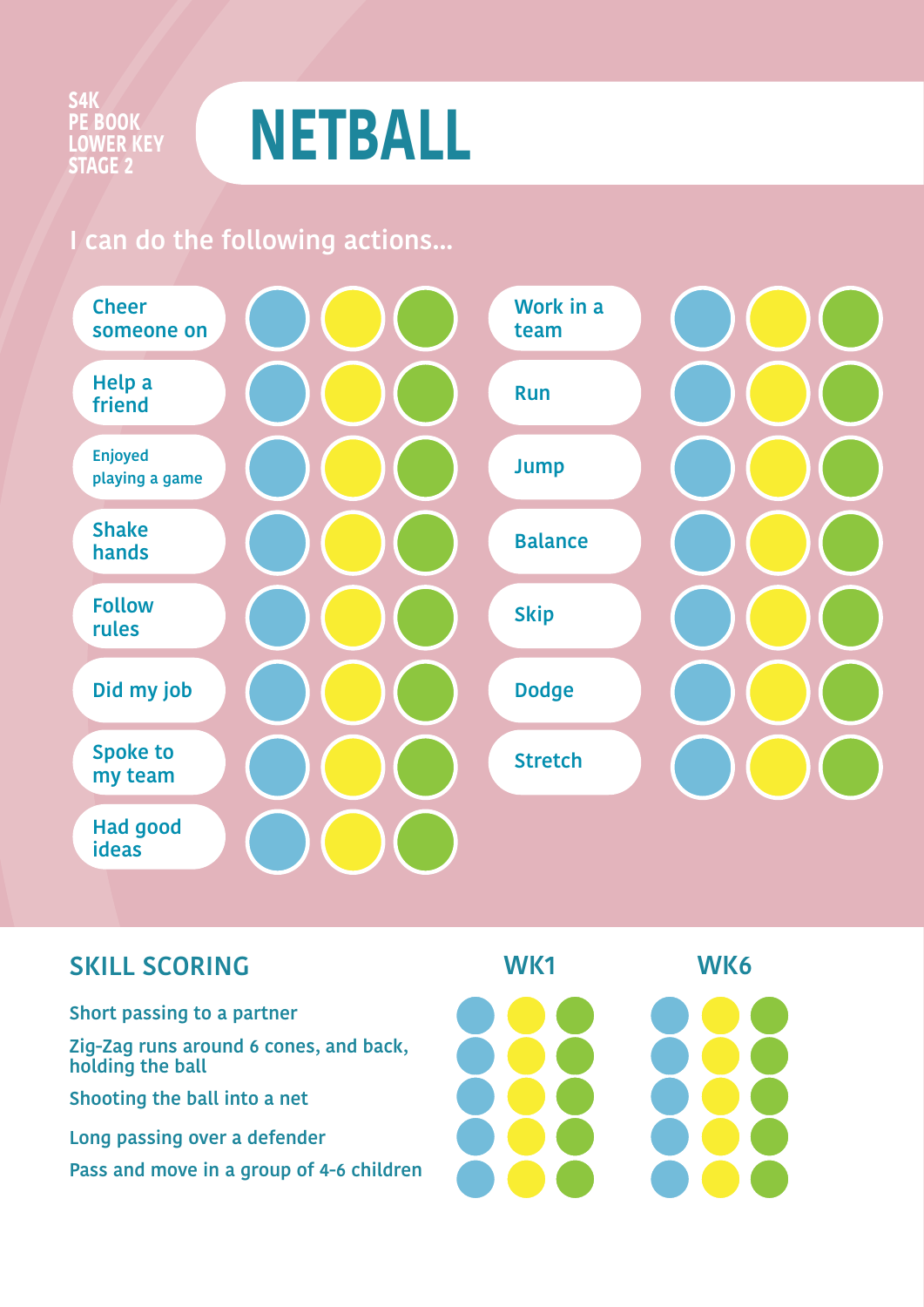S4K PE BOOK LOWER KEY STAGE 2

# NETBALL

I can do the following actions...

- Cheer someone on
- Help a friend
- Enjoyed playing a game
- Shake hands
- Follow rules
- Did my job
- Spoke to my team
- Had good ideas
- Work in a team
- Run
- Jump
- Balance
- Skip
- Dodge
- Stretch

## SKILL SCORING

| | WK1 | WK6 |
|---|---|---|
| Short passing to a partner | | |
| Zig-Zag runs around 6 cones, and back, holding the ball | | |
| Shooting the ball into a net | | |
| Long passing over a defender | | |
| Pass and move in a group of 4-6 children | | |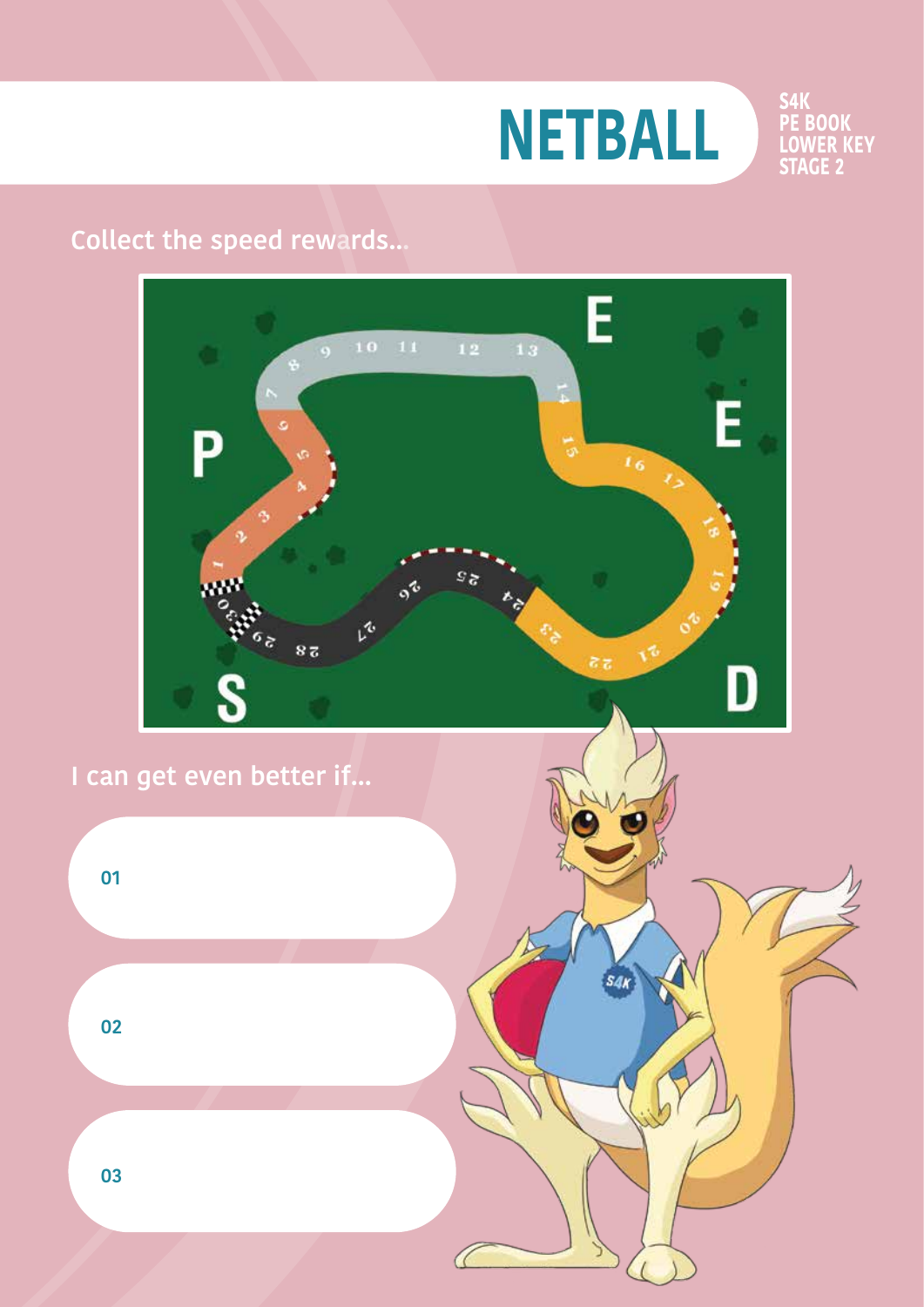# NETBALL

Collect the speed rewards...

I can get even better if...

01

02

03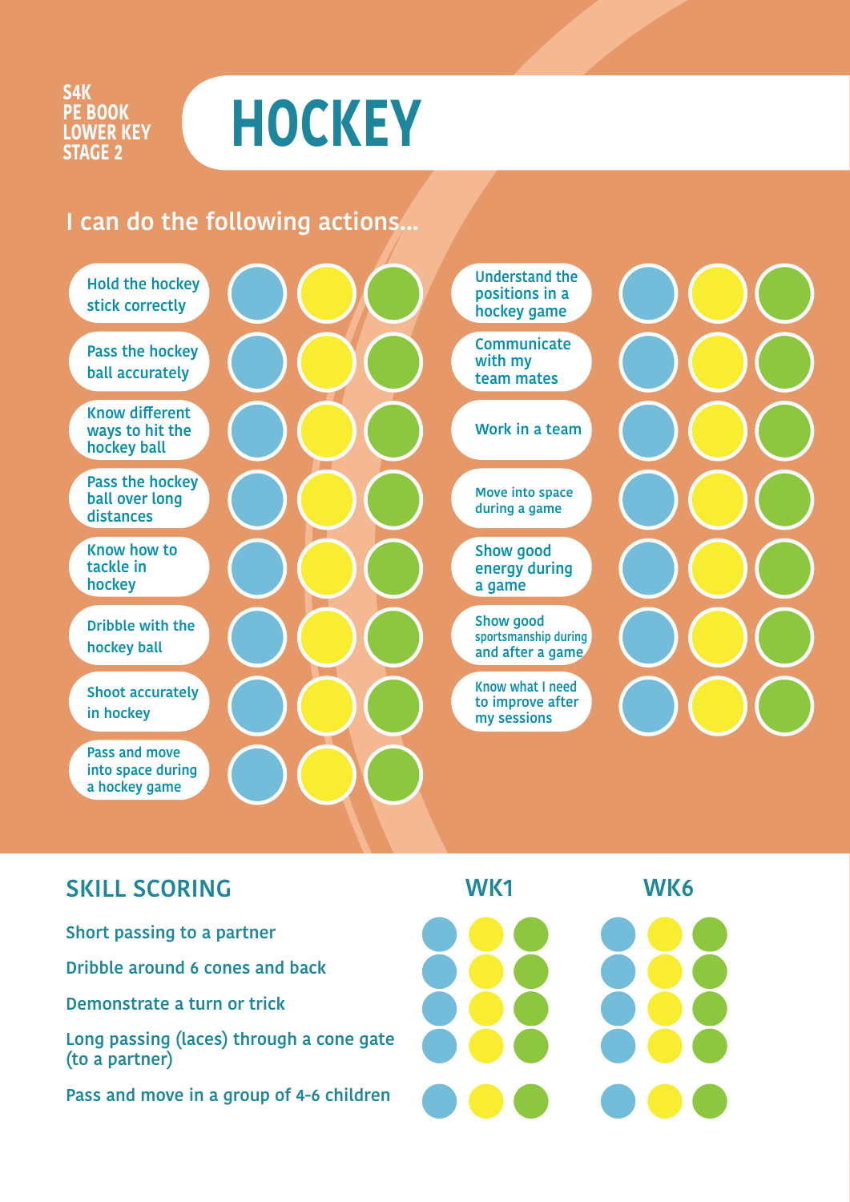S4K
PE BOOK
LOWER KEY
STAGE 2

# HOCKEY

## I can do the following actions...

- Hold the hockey stick correctly
- Pass the hockey ball accurately
- Know different ways to hit the hockey ball
- Pass the hockey ball over long distances
- Know how to tackle in hockey
- Dribble with the hockey ball
- Shoot accurately in hockey
- Pass and move into space during a hockey game
- Understand the positions in a hockey game
- Communicate with my team mates
- Work in a team
- Move into space during a game
- Show good energy during a game
- Show good sportsmanship during and after a game
- Know what I need to improve after my sessions

## SKILL SCORING

| | WK1 | WK6 |
|---|---|---|
| Short passing to a partner | | |
| Dribble around 6 cones and back | | |
| Demonstrate a turn or trick | | |
| Long passing (laces) through a cone gate (to a partner) | | |
| Pass and move in a group of 4-6 children | | |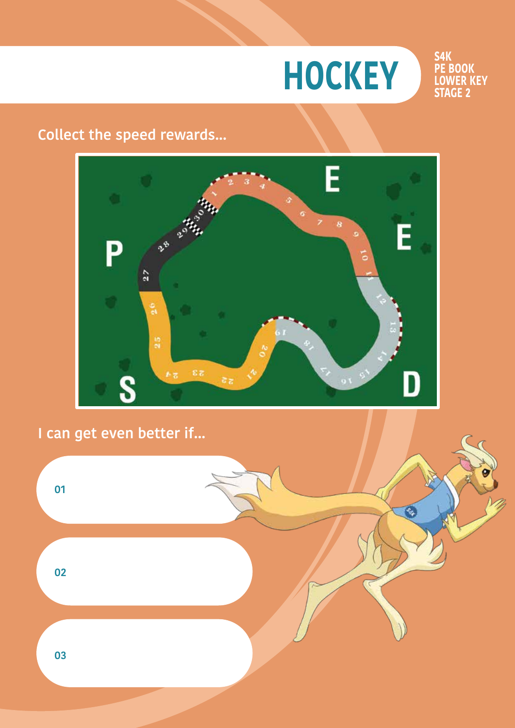# HOCKEY

S4K PE BOOK LOWER KEY STAGE 2

Collect the speed rewards...

I can get even better if...

01

02

03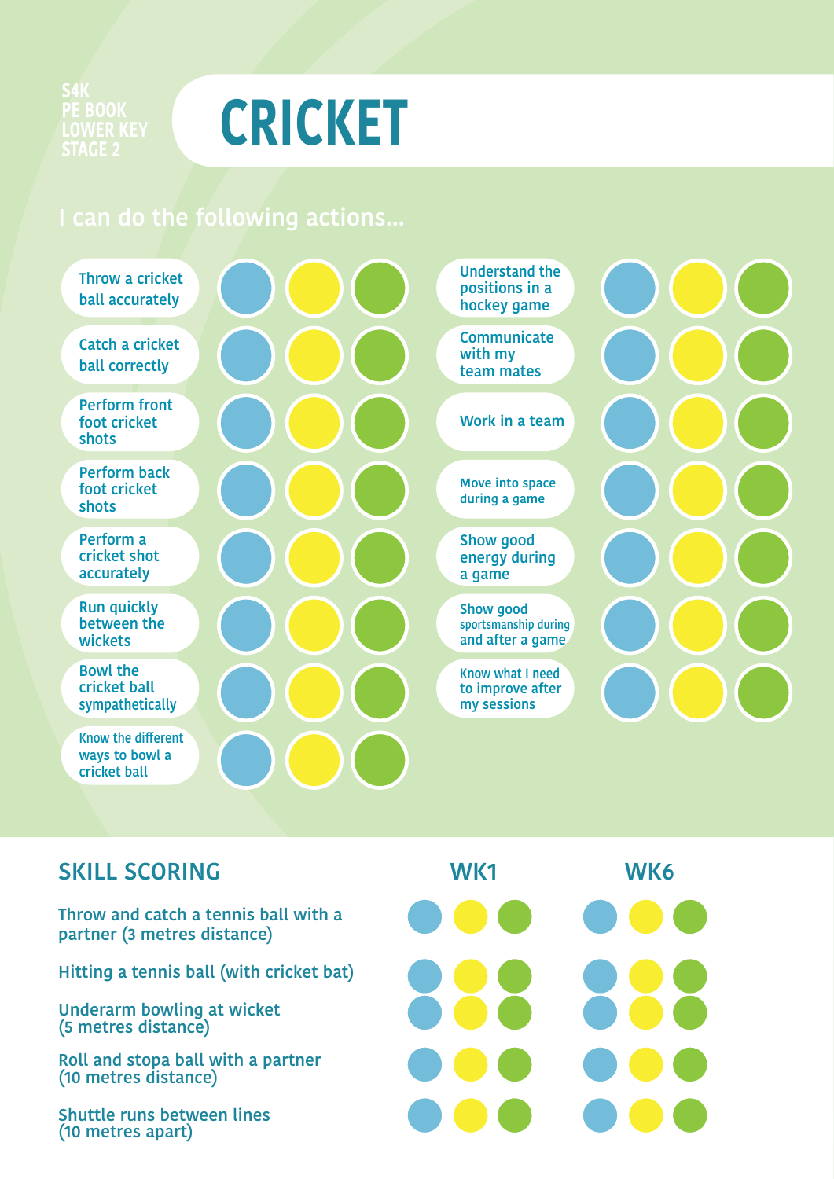S4K
PE BOOK
LOWER KEY
STAGE 2

# CRICKET

## I can do the following actions...

- Throw a cricket ball accurately
- Catch a cricket ball correctly
- Perform front foot cricket shots
- Perform back foot cricket shots
- Perform a cricket shot accurately
- Run quickly between the wickets
- Bowl the cricket ball sympathetically
- Know the different ways to bowl a cricket ball
- Understand the positions in a hockey game
- Communicate with my team mates
- Work in a team
- Move into space during a game
- Show good energy during a game
- Show good sportsmanship during and after a game
- Know what I need to improve after my sessions

## SKILL SCORING

| | WK1 | WK6 |
|---|---|---|
| Throw and catch a tennis ball with a partner (3 metres distance) | | |
| Hitting a tennis ball (with cricket bat) | | |
| Underarm bowling at wicket (5 metres distance) | | |
| Roll and stopa ball with a partner (10 metres distance) | | |
| Shuttle runs between lines (10 metres apart) | | |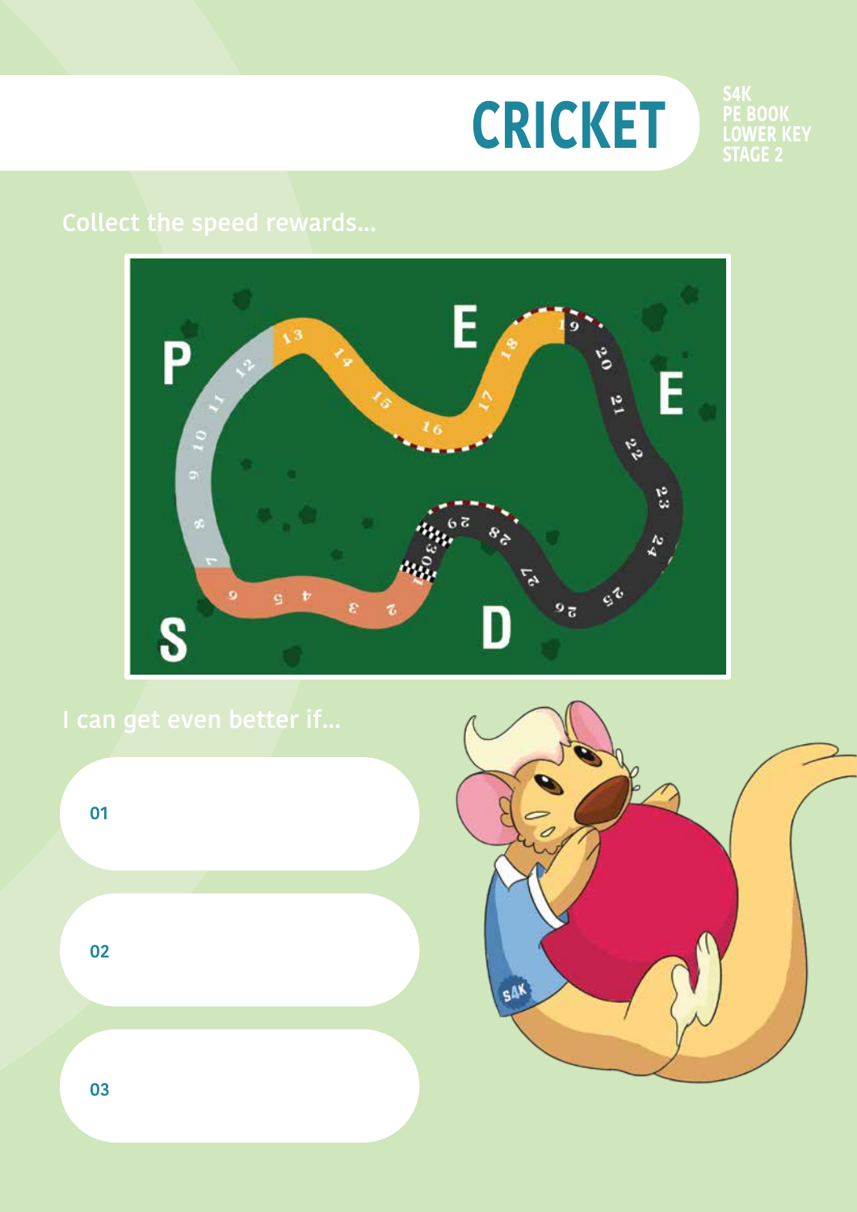# CRICKET

S4K PE BOOK LOWER KEY STAGE 2

Collect the speed rewards...

I can get even better if...

01

02

03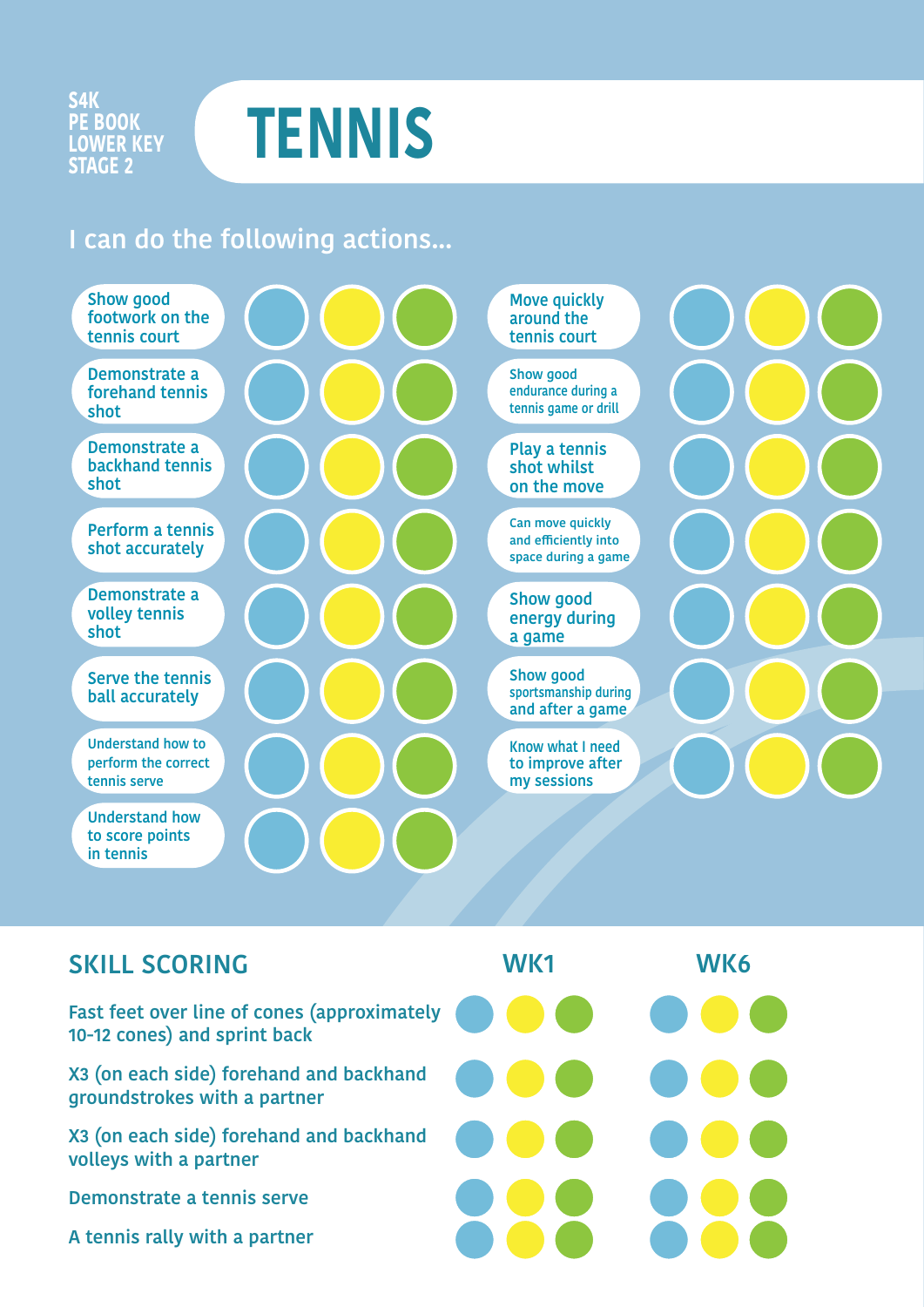S4K PE BOOK LOWER KEY STAGE 2

# TENNIS

## I can do the following actions...

- Show good footwork on the tennis court
- Demonstrate a forehand tennis shot
- Demonstrate a backhand tennis shot
- Perform a tennis shot accurately
- Demonstrate a volley tennis shot
- Serve the tennis ball accurately
- Understand how to perform the correct tennis serve
- Understand how to score points in tennis
- Move quickly around the tennis court
- Show good endurance during a tennis game or drill
- Play a tennis shot whilst on the move
- Can move quickly and efficiently into space during a game
- Show good energy during a game
- Show good sportsmanship during and after a game
- Know what I need to improve after my sessions

## SKILL SCORING

| | WK1 | WK6 |
|---|---|---|
| Fast feet over line of cones (approximately 10-12 cones) and sprint back | | |
| X3 (on each side) forehand and backhand groundstrokes with a partner | | |
| X3 (on each side) forehand and backhand volleys with a partner | | |
| Demonstrate a tennis serve | | |
| A tennis rally with a partner | | |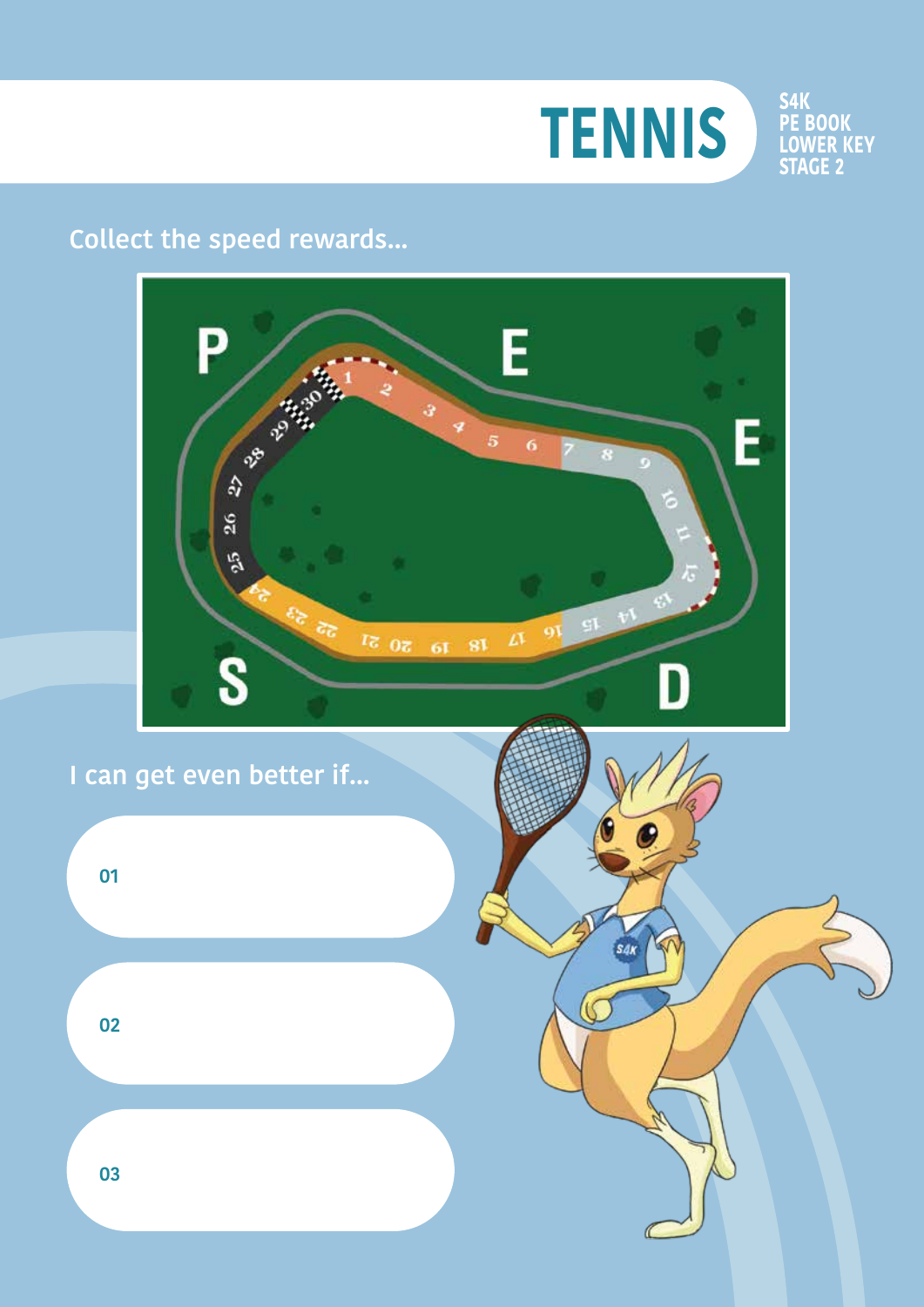# TENNIS

S4K PE BOOK LOWER KEY STAGE 2

Collect the speed rewards...

P E E D S

1 2 3 4 5 6 7 8 9 10 11 12 13 14 15 16 17 18 19 20 21 22 23 24 25 26 27 28 29 30

I can get even better if...

01

02

03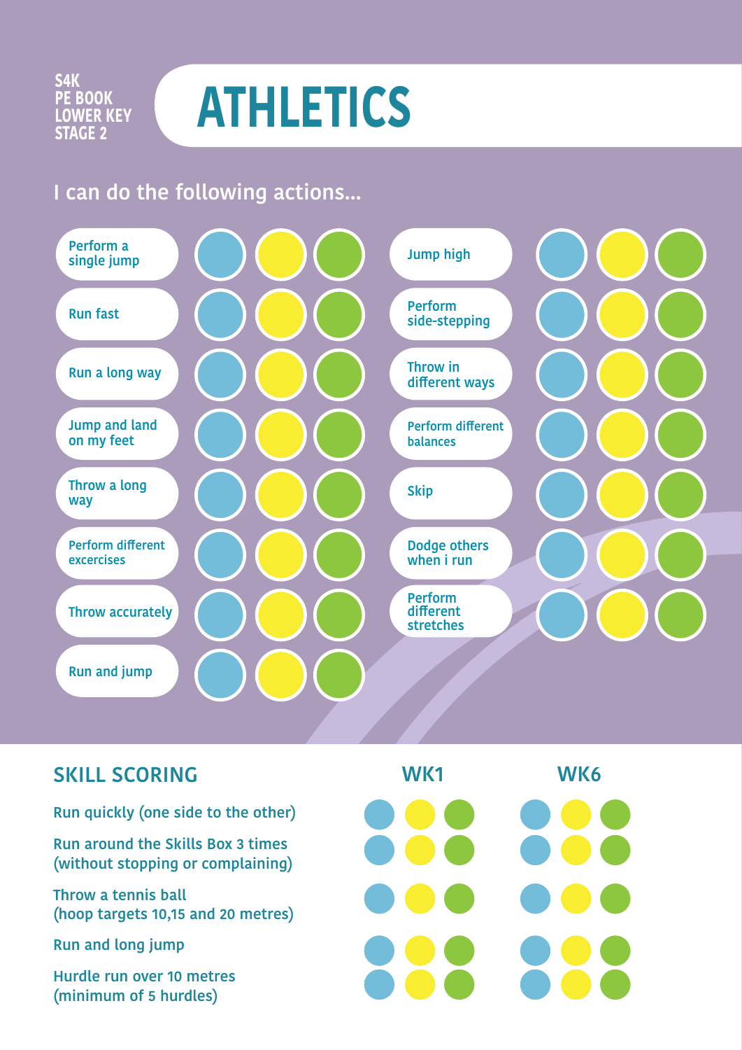S4K
PE BOOK
LOWER KEY
STAGE 2

# ATHLETICS

I can do the following actions...

- Perform a single jump
- Run fast
- Run a long way
- Jump and land on my feet
- Throw a long way
- Perform different excercises
- Throw accurately
- Run and jump
- Jump high
- Perform side-stepping
- Throw in different ways
- Perform different balances
- Skip
- Dodge others when i run
- Perform different stretches

## SKILL SCORING

| | WK1 | WK6 |
|---|---|---|
| Run quickly (one side to the other) | | |
| Run around the Skills Box 3 times (without stopping or complaining) | | |
| Throw a tennis ball (hoop targets 10,15 and 20 metres) | | |
| Run and long jump | | |
| Hurdle run over 10 metres (minimum of 5 hurdles) | | |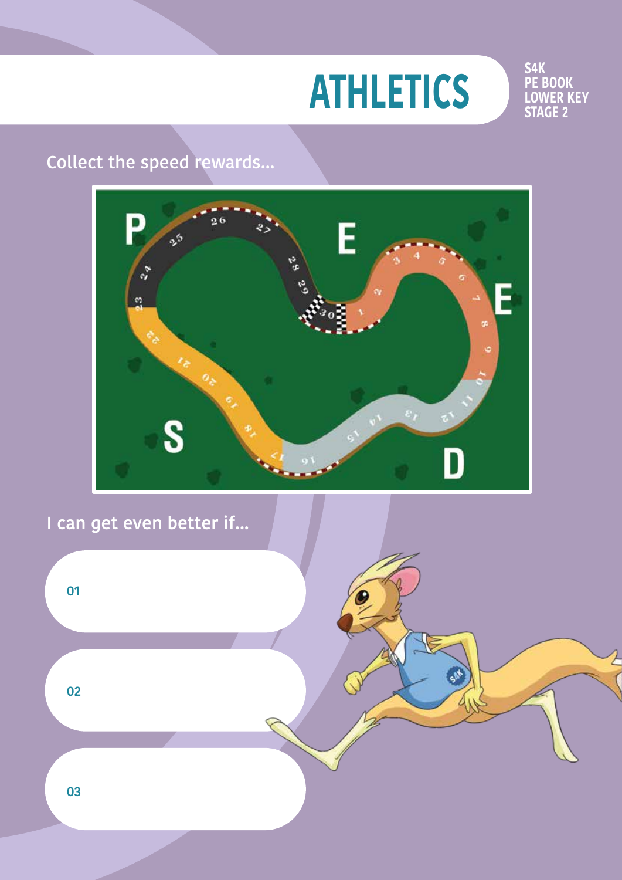# ATHLETICS

S4K PE BOOK LOWER KEY STAGE 2

## Collect the speed rewards...

## I can get even better if...

01

02

03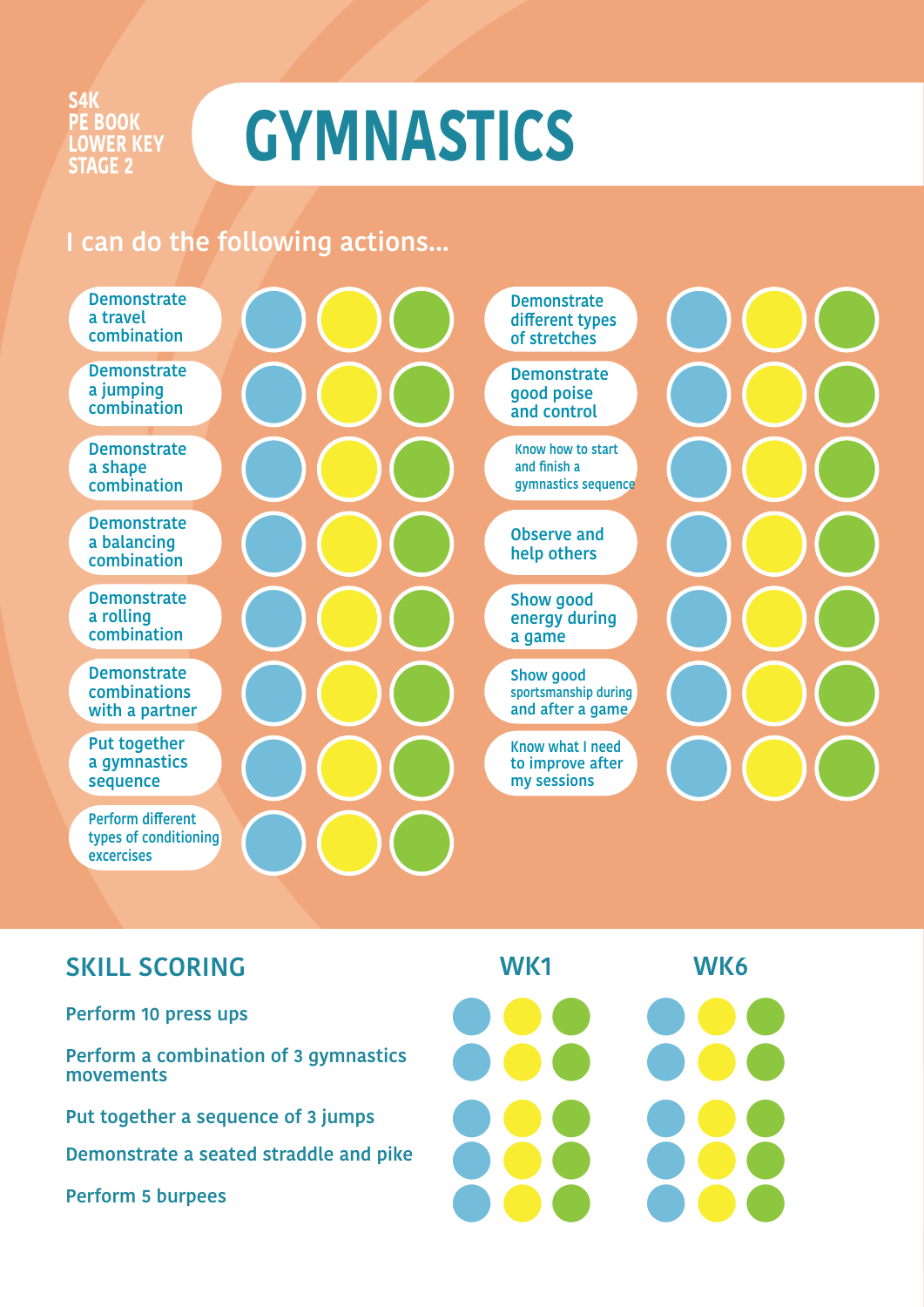S4K PE BOOK LOWER KEY STAGE 2

# GYMNASTICS

## I can do the following actions...

- Demonstrate a travel combination
- Demonstrate a jumping combination
- Demonstrate a shape combination
- Demonstrate a balancing combination
- Demonstrate a rolling combination
- Demonstrate combinations with a partner
- Put together a gymnastics sequence
- Perform different types of conditioning excercises
- Demonstrate different types of stretches
- Demonstrate good poise and control
- Know how to start and finish a gymnastics sequence
- Observe and help others
- Show good energy during a game
- Show good sportsmanship during and after a game
- Know what I need to improve after my sessions

## SKILL SCORING

| | WK1 | WK6 |
|---|---|---|
| Perform 10 press ups | | |
| Perform a combination of 3 gymnastics movements | | |
| Put together a sequence of 3 jumps | | |
| Demonstrate a seated straddle and pike | | |
| Perform 5 burpees | | |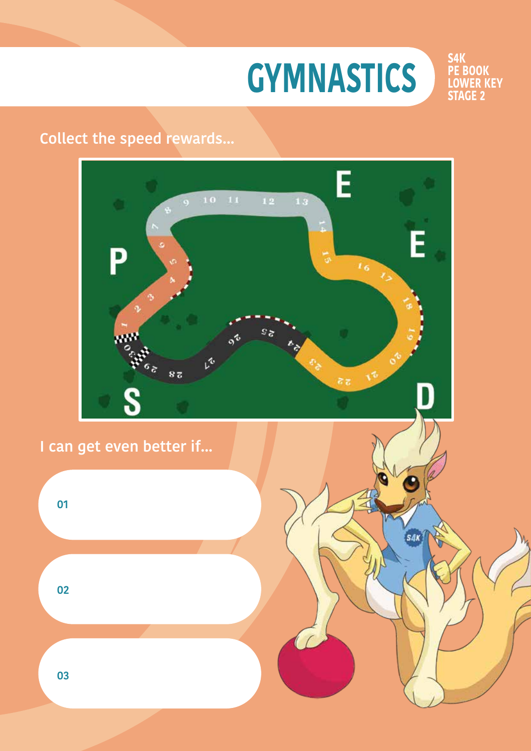# GYMNASTICS

S4K PE BOOK LOWER KEY STAGE 2

Collect the speed rewards...

S P E E D

1 2 3 4 5 6 7 8 9 10 11 12 13 14 15 16 17 18 19 20 21 22 23 24 25 26 27 28 29 30

I can get even better if...

01

02

03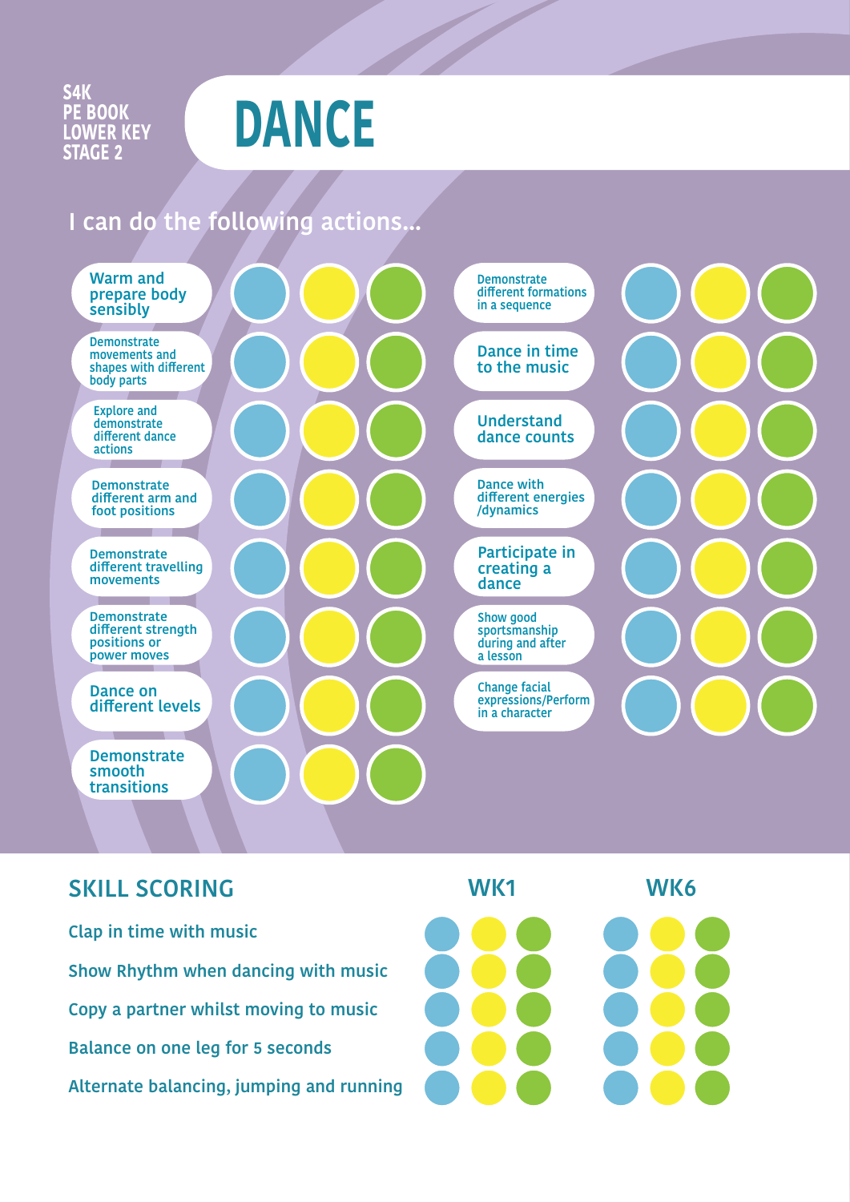S4K
PE BOOK
LOWER KEY
STAGE 2

# DANCE

## I can do the following actions...

- Warm and prepare body sensibly
- Demonstrate movements and shapes with different body parts
- Explore and demonstrate different dance actions
- Demonstrate different arm and foot positions
- Demonstrate different travelling movements
- Demonstrate different strength positions or power moves
- Dance on different levels
- Demonstrate smooth transitions
- Demonstrate different formations in a sequence
- Dance in time to the music
- Understand dance counts
- Dance with different energies /dynamics
- Participate in creating a dance
- Show good sportsmanship during and after a lesson
- Change facial expressions/Perform in a character

## SKILL SCORING

| | WK1 | WK6 |
|---|---|---|
| Clap in time with music | | |
| Show Rhythm when dancing with music | | |
| Copy a partner whilst moving to music | | |
| Balance on one leg for 5 seconds | | |
| Alternate balancing, jumping and running | | |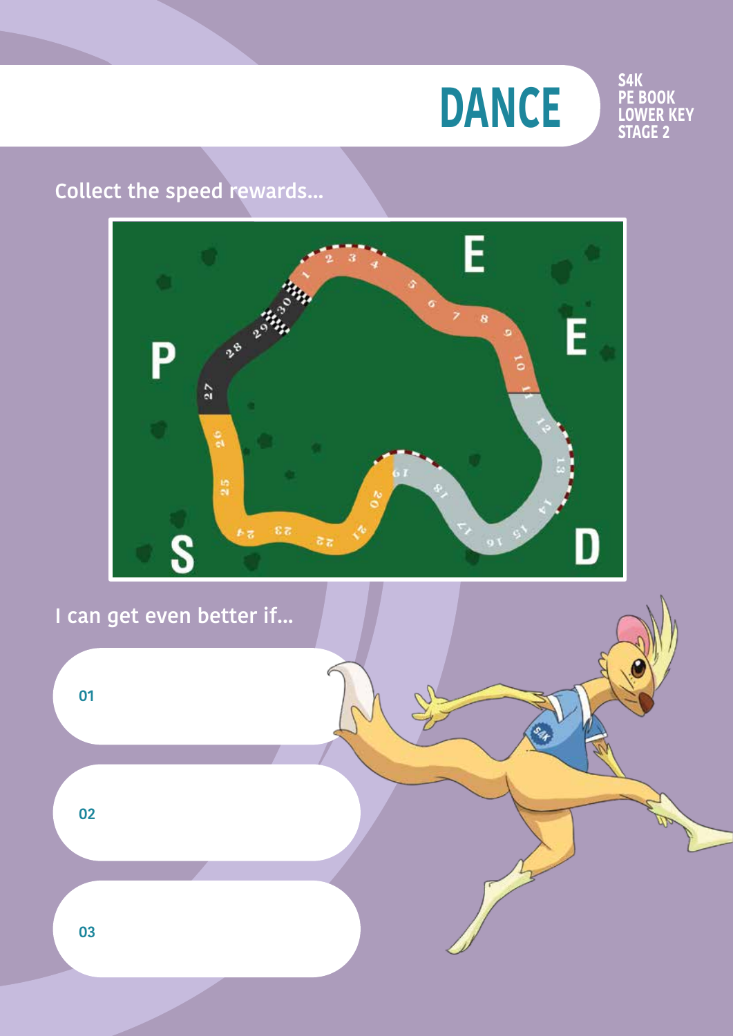# DANCE

S4K PE BOOK LOWER KEY STAGE 2

Collect the speed rewards...

I can get even better if...

01

02

03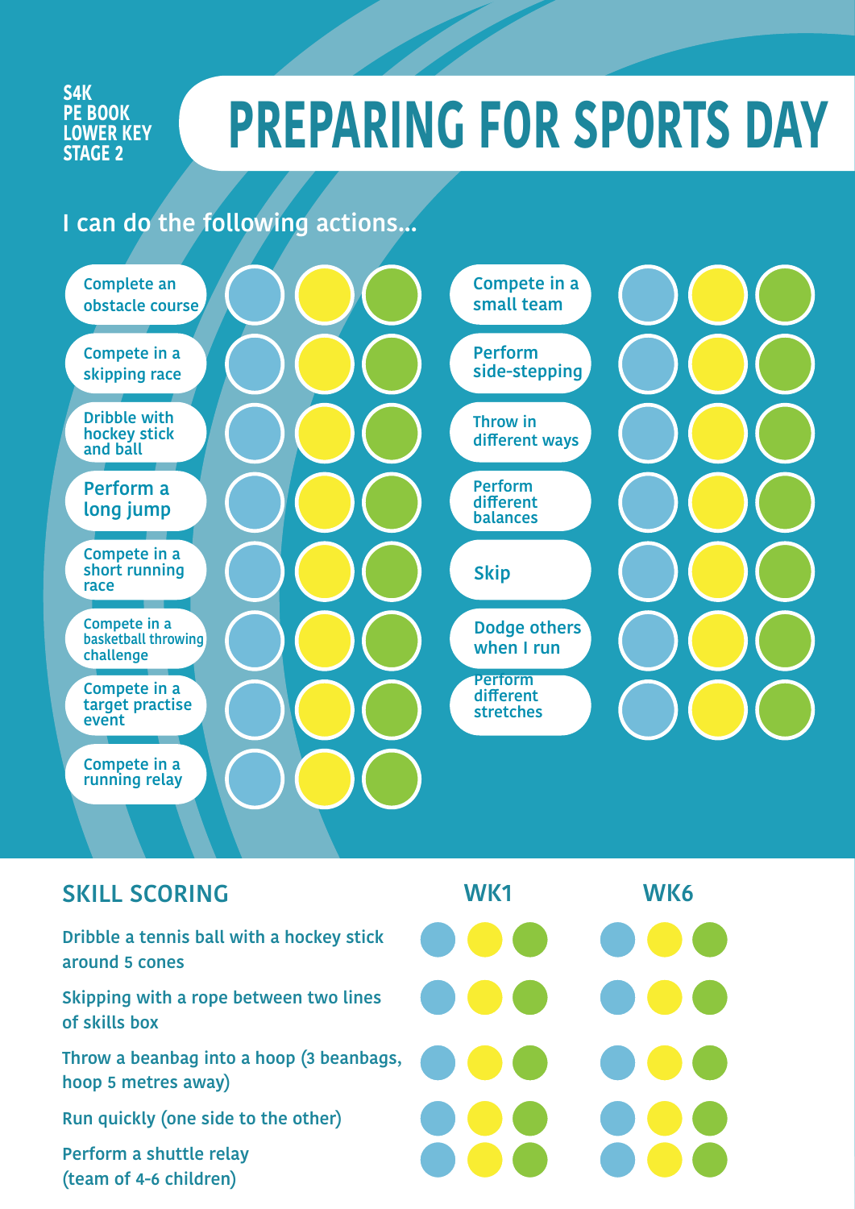S4K
PE BOOK
LOWER KEY STAGE 2

# PREPARING FOR SPORTS DAY

## I can do the following actions...

- Complete an obstacle course
- Compete in a skipping race
- Dribble with hockey stick and ball
- Perform a long jump
- Compete in a short running race
- Compete in a basketball throwing challenge
- Compete in a target practise event
- Compete in a running relay
- Compete in a small team
- Perform side-stepping
- Throw in different ways
- Perform different balances
- Skip
- Dodge others when I run
- Perform different stretches

## SKILL SCORING

| Skill | WK1 | WK6 |
|---|---|---|
| Dribble a tennis ball with a hockey stick around 5 cones | | |
| Skipping with a rope between two lines of skills box | | |
| Throw a beanbag into a hoop (3 beanbags, hoop 5 metres away) | | |
| Run quickly (one side to the other) | | |
| Perform a shuttle relay (team of 4-6 children) | | |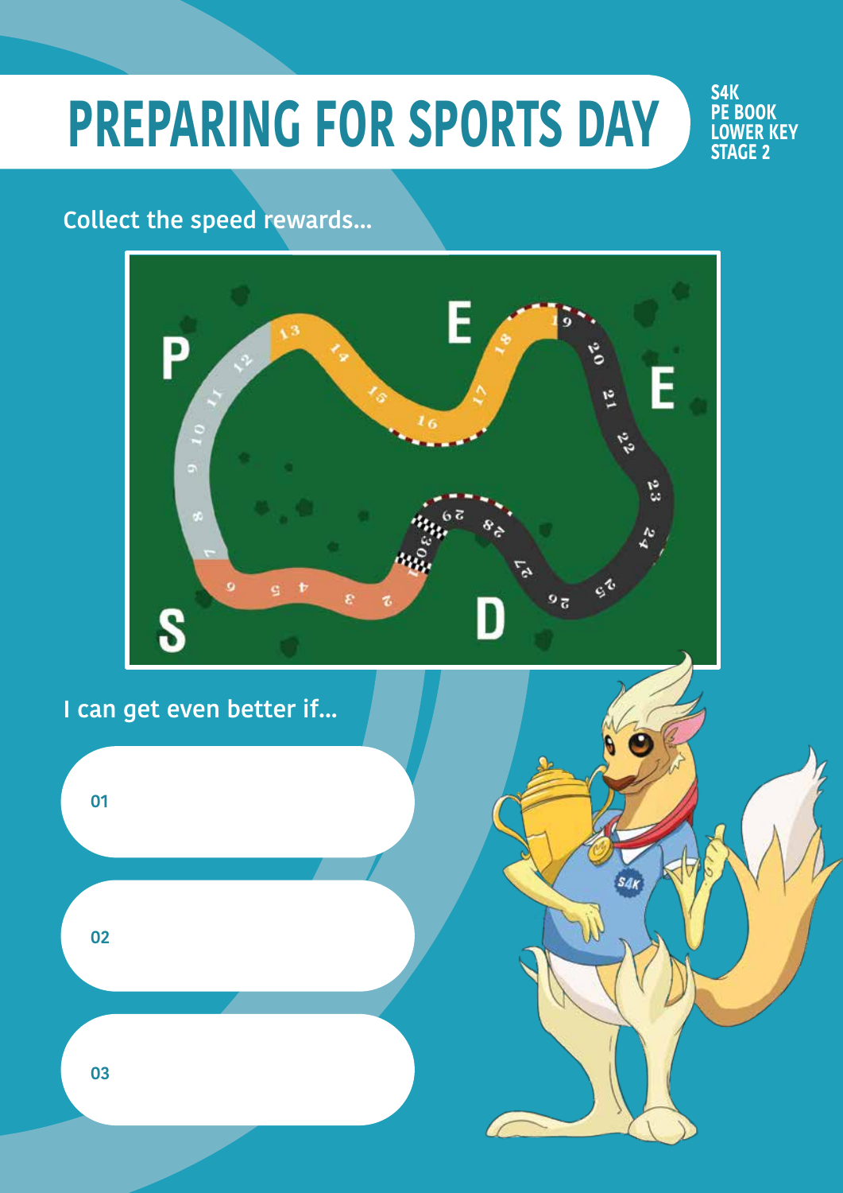# PREPARING FOR SPORTS DAY

S4K PE BOOK LOWER KEY STAGE 2

Collect the speed rewards...

S P E E D

1 2 3 4 5 6 7 8 9 10 11 12 13 14 15 16 17 18 19 20 21 22 23 24 25 26 27 28 29 30

I can get even better if...

01

02

03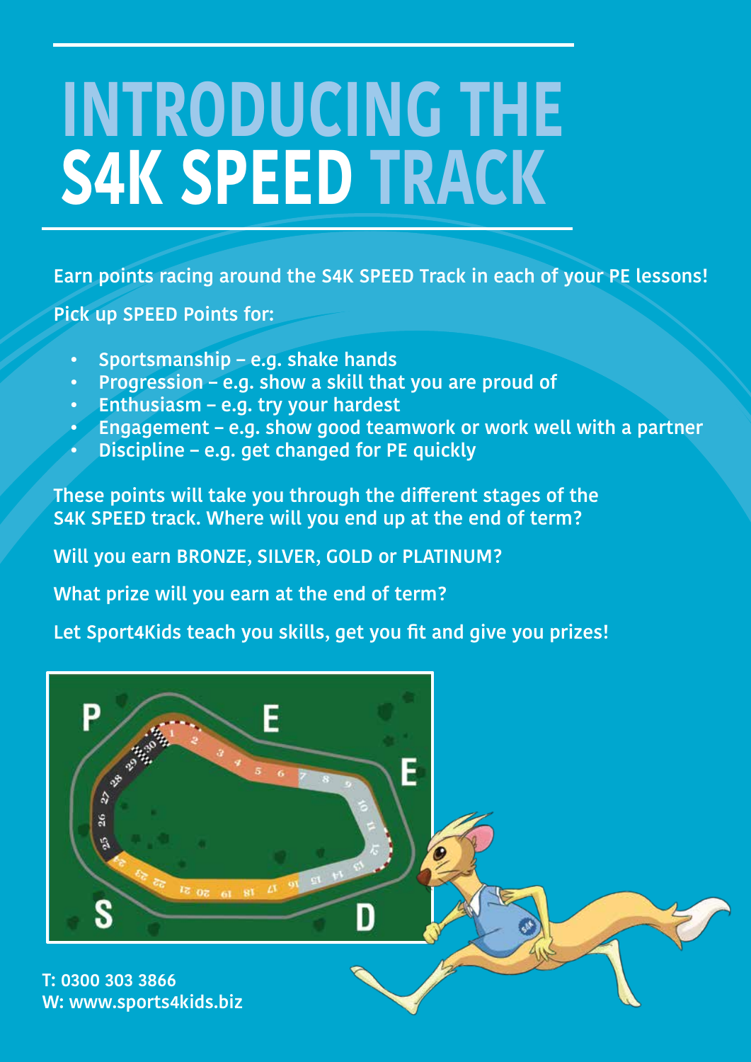# INTRODUCING THE S4K SPEED TRACK

Earn points racing around the S4K SPEED Track in each of your PE lessons!

Pick up SPEED Points for:

- Sportsmanship – e.g. shake hands
- Progression – e.g. show a skill that you are proud of
- Enthusiasm – e.g. try your hardest
- Engagement – e.g. show good teamwork or work well with a partner
- Discipline – e.g. get changed for PE quickly

These points will take you through the different stages of the S4K SPEED track. Where will you end up at the end of term?

Will you earn BRONZE, SILVER, GOLD or PLATINUM?

What prize will you earn at the end of term?

Let Sport4Kids teach you skills, get you fit and give you prizes!

P
E
E
D
S
1 2 3 4 5 6 7 8 9 10 11 12 13 14 15 16 17 18 19 20 21 22 23 24 25 26 27 28 29 30

T: 0300 303 3866
W: www.sports4kids.biz